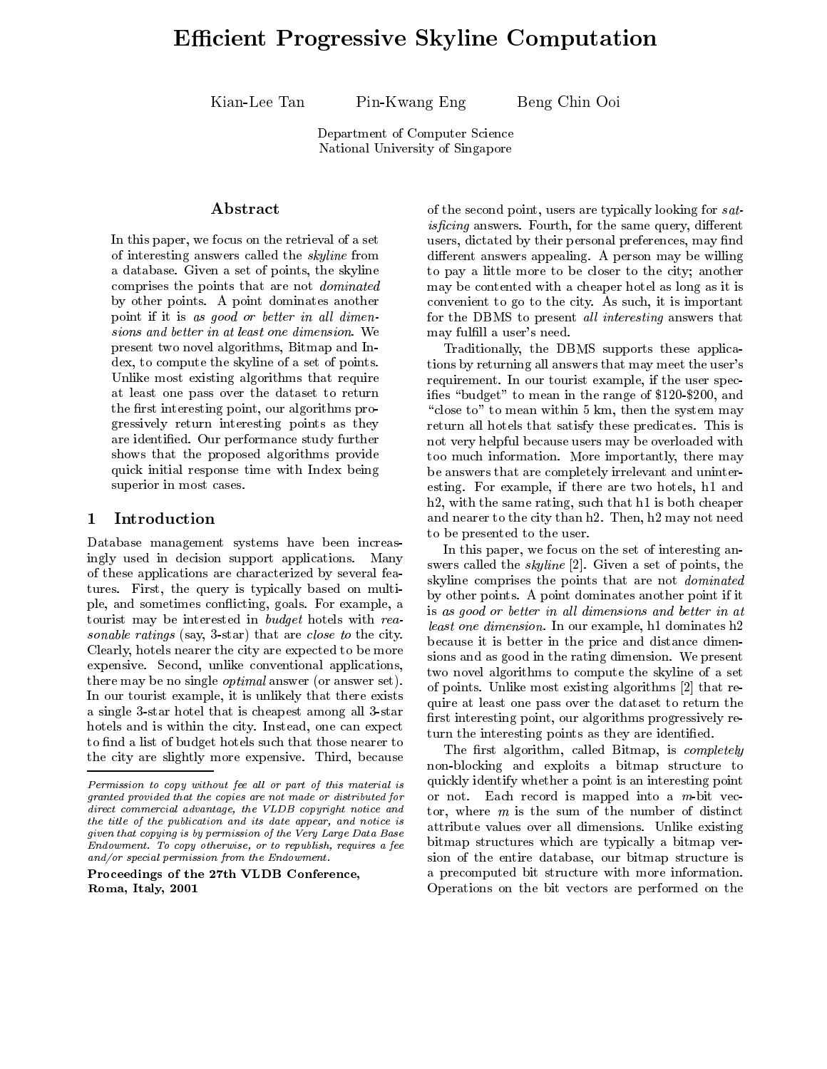# Efficient Progressive Skyline Computation

Kian-Lee Tan  Pin-Kwang Eng  Beng Chin Ooi

Department of Computer Science
National University of Singapore

## Abstract

In this paper, we focus on the retrieval of a set of interesting answers called the *skyline* from a database. Given a set of points, the skyline comprises the points that are not *dominated* by other points. A point dominates another point if it is *as good or better in all dimensions and better in at least one dimension*. We present two novel algorithms, Bitmap and Index, to compute the skyline of a set of points. Unlike most existing algorithms that require at least one pass over the dataset to return the first interesting point, our algorithms progressively return interesting points as they are identified. Our performance study further shows that the proposed algorithms provide quick initial response time with Index being superior in most cases.

## 1 Introduction

Database management systems have been increasingly used in decision support applications. Many of these applications are characterized by several features. First, the query is typically based on multiple, and sometimes conflicting, goals. For example, a tourist may be interested in *budget* hotels with *reasonable ratings* (say, 3-star) that are *close to* the city. Clearly, hotels nearer the city are expected to be more expensive. Second, unlike conventional applications, there may be no single *optimal* answer (or answer set). In our tourist example, it is unlikely that there exists a single 3-star hotel that is cheapest among all 3-star hotels and is within the city. Instead, one can expect to find a list of budget hotels such that those nearer to the city are slightly more expensive. Third, because of the second point, users are typically looking for *satisficing* answers. Fourth, for the same query, different users, dictated by their personal preferences, may find different answers appealing. A person may be willing to pay a little more to be closer to the city; another may be contented with a cheaper hotel as long as it is convenient to go to the city. As such, it is important for the DBMS to present *all interesting* answers that may fulfill a user's need.

*Permission to copy without fee all or part of this material is granted provided that the copies are not made or distributed for direct commercial advantage, the VLDB copyright notice and the title of the publication and its date appear, and notice is given that copying is by permission of the Very Large Data Base Endowment. To copy otherwise, or to republish, requires a fee and/or special permission from the Endowment.*

**Proceedings of the 27th VLDB Conference, Roma, Italy, 2001**

Traditionally, the DBMS supports these applications by returning all answers that may meet the user's requirement. In our tourist example, if the user specifies "budget" to mean in the range of $120-$200, and "close to" to mean within 5 km, then the system may return all hotels that satisfy these predicates. This is not very helpful because users may be overloaded with too much information. More importantly, there may be answers that are completely irrelevant and uninteresting. For example, if there are two hotels, h1 and h2, with the same rating, such that h1 is both cheaper and nearer to the city than h2. Then, h2 may not need to be presented to the user.

In this paper, we focus on the set of interesting answers called the *skyline* [2]. Given a set of points, the skyline comprises the points that are not *dominated* by other points. A point dominates another point if it is *as good or better in all dimensions and better in at least one dimension*. In our example, h1 dominates h2 because it is better in the price and distance dimensions and as good in the rating dimension. We present two novel algorithms to compute the skyline of a set of points. Unlike most existing algorithms [2] that require at least one pass over the dataset to return the first interesting point, our algorithms progressively return the interesting points as they are identified.

The first algorithm, called Bitmap, is *completely* non-blocking and exploits a bitmap structure to quickly identify whether a point is an interesting point or not. Each record is mapped into a $m$-bit vector, where $m$ is the sum of the number of distinct attribute values over all dimensions. Unlike existing bitmap structures which are typically a bitmap version of the entire database, our bitmap structure is a precomputed bit structure with more information. Operations on the bit vectors are performed on the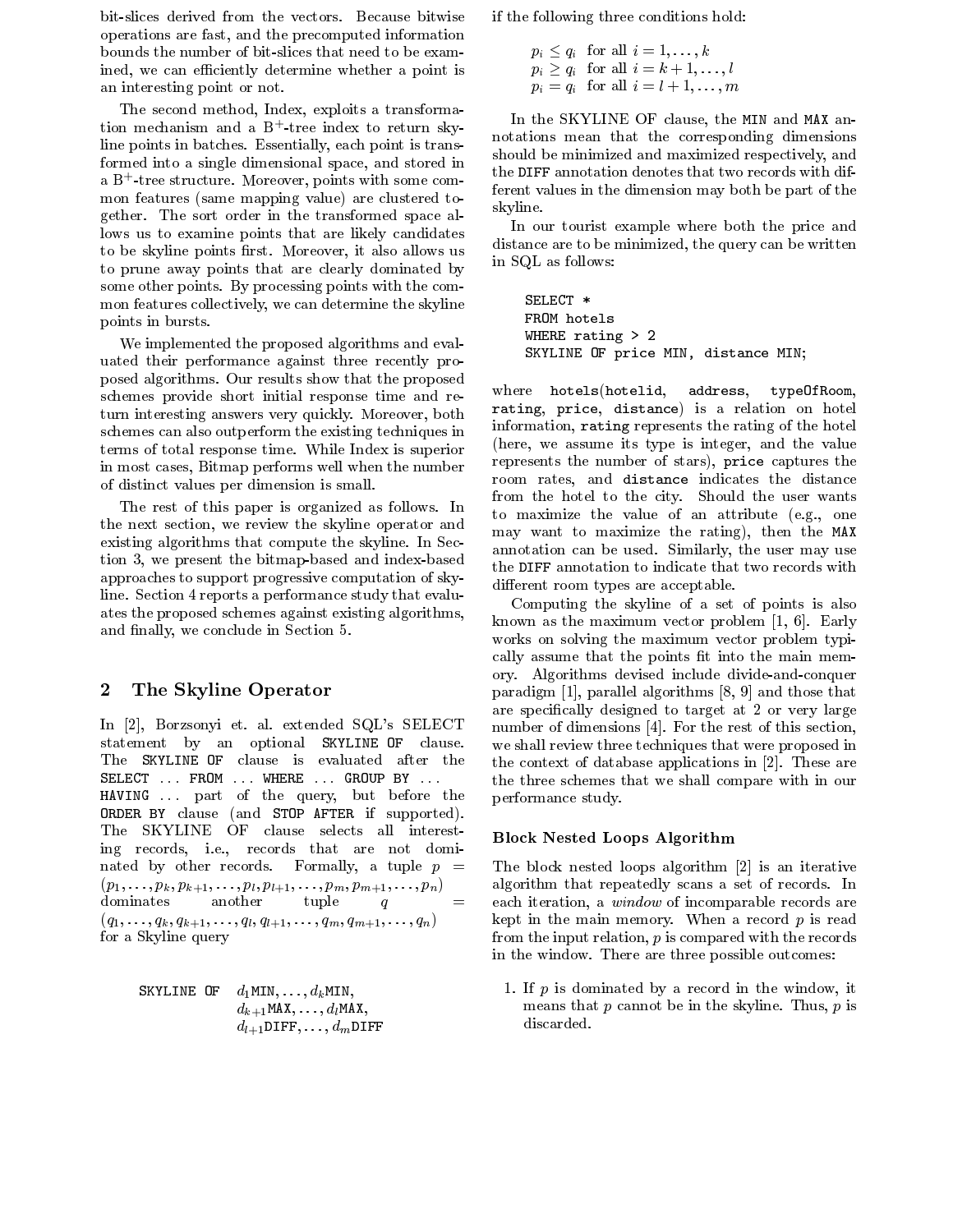bit-slices derived from the vectors. Because bitwise operations are fast, and the precomputed information bounds the number of bit-slices that need to be examined, we can efficiently determine whether a point is an interesting point or not.

The second method, Index, exploits a transformation mechanism and a B$^+$-tree index to return skyline points in batches. Essentially, each point is transformed into a single dimensional space, and stored in a B$^+$-tree structure. Moreover, points with some common features (same mapping value) are clustered together. The sort order in the transformed space allows us to examine points that are likely candidates to be skyline points first. Moreover, it also allows us to prune away points that are clearly dominated by some other points. By processing points with the common features collectively, we can determine the skyline points in bursts.

We implemented the proposed algorithms and evaluated their performance against three recently proposed algorithms. Our results show that the proposed schemes provide short initial response time and return interesting answers very quickly. Moreover, both schemes can also outperform the existing techniques in terms of total response time. While Index is superior in most cases, Bitmap performs well when the number of distinct values per dimension is small.

The rest of this paper is organized as follows. In the next section, we review the skyline operator and existing algorithms that compute the skyline. In Section 3, we present the bitmap-based and index-based approaches to support progressive computation of skyline. Section 4 reports a performance study that evaluates the proposed schemes against existing algorithms, and finally, we conclude in Section 5.

## 2 The Skyline Operator

In [2], Borzsonyi et. al. extended SQL's SELECT statement by an optional `SKYLINE OF` clause. The `SKYLINE OF` clause is evaluated after the `SELECT ... FROM ... WHERE ... GROUP BY ... HAVING ...` part of the query, but before the `ORDER BY` clause (and `STOP AFTER` if supported). The SKYLINE OF clause selects all interesting records, i.e., records that are not dominated by other records. Formally, a tuple $p = (p_1, \ldots, p_k, p_{k+1}, \ldots, p_l, p_{l+1}, \ldots, p_m, p_{m+1}, \ldots, p_n)$ dominates another tuple $q = (q_1, \ldots, q_k, q_{k+1}, \ldots, q_l, q_{l+1}, \ldots, q_m, q_{m+1}, \ldots, q_n)$ for a Skyline query

$$\texttt{SKYLINE OF} \quad d_1\texttt{MIN}, \ldots, d_k\texttt{MIN}, \; d_{k+1}\texttt{MAX}, \ldots, d_l\texttt{MAX}, \; d_{l+1}\texttt{DIFF}, \ldots, d_m\texttt{DIFF}$$

if the following three conditions hold:

$$p_i \leq q_i \text{ for all } i = 1, \ldots, k$$
$$p_i \geq q_i \text{ for all } i = k+1, \ldots, l$$
$$p_i = q_i \text{ for all } i = l+1, \ldots, m$$

In the SKYLINE OF clause, the `MIN` and `MAX` annotations mean that the corresponding dimensions should be minimized and maximized respectively, and the `DIFF` annotation denotes that two records with different values in the dimension may both be part of the skyline.

In our tourist example where both the price and distance are to be minimized, the query can be written in SQL as follows:

```
SELECT *
FROM hotels
WHERE rating > 2
SKYLINE OF price MIN, distance MIN;
```

where `hotels(hotelid, address, typeOfRoom, rating, price, distance)` is a relation on hotel information, `rating` represents the rating of the hotel (here, we assume its type is integer, and the value represents the number of stars), `price` captures the room rates, and `distance` indicates the distance from the hotel to the city. Should the user wants to maximize the value of an attribute (e.g., one may want to maximize the rating), then the `MAX` annotation can be used. Similarly, the user may use the `DIFF` annotation to indicate that two records with different room types are acceptable.

Computing the skyline of a set of points is also known as the maximum vector problem [1, 6]. Early works on solving the maximum vector problem typically assume that the points fit into the main memory. Algorithms devised include divide-and-conquer paradigm [1], parallel algorithms [8, 9] and those that are specifically designed to target at 2 or very large number of dimensions [4]. For the rest of this section, we shall review three techniques that were proposed in the context of database applications in [2]. These are the three schemes that we shall compare with in our performance study.

### Block Nested Loops Algorithm

The block nested loops algorithm [2] is an iterative algorithm that repeatedly scans a set of records. In each iteration, a *window* of incomparable records are kept in the main memory. When a record $p$ is read from the input relation, $p$ is compared with the records in the window. There are three possible outcomes:

1. If $p$ is dominated by a record in the window, it means that $p$ cannot be in the skyline. Thus, $p$ is discarded.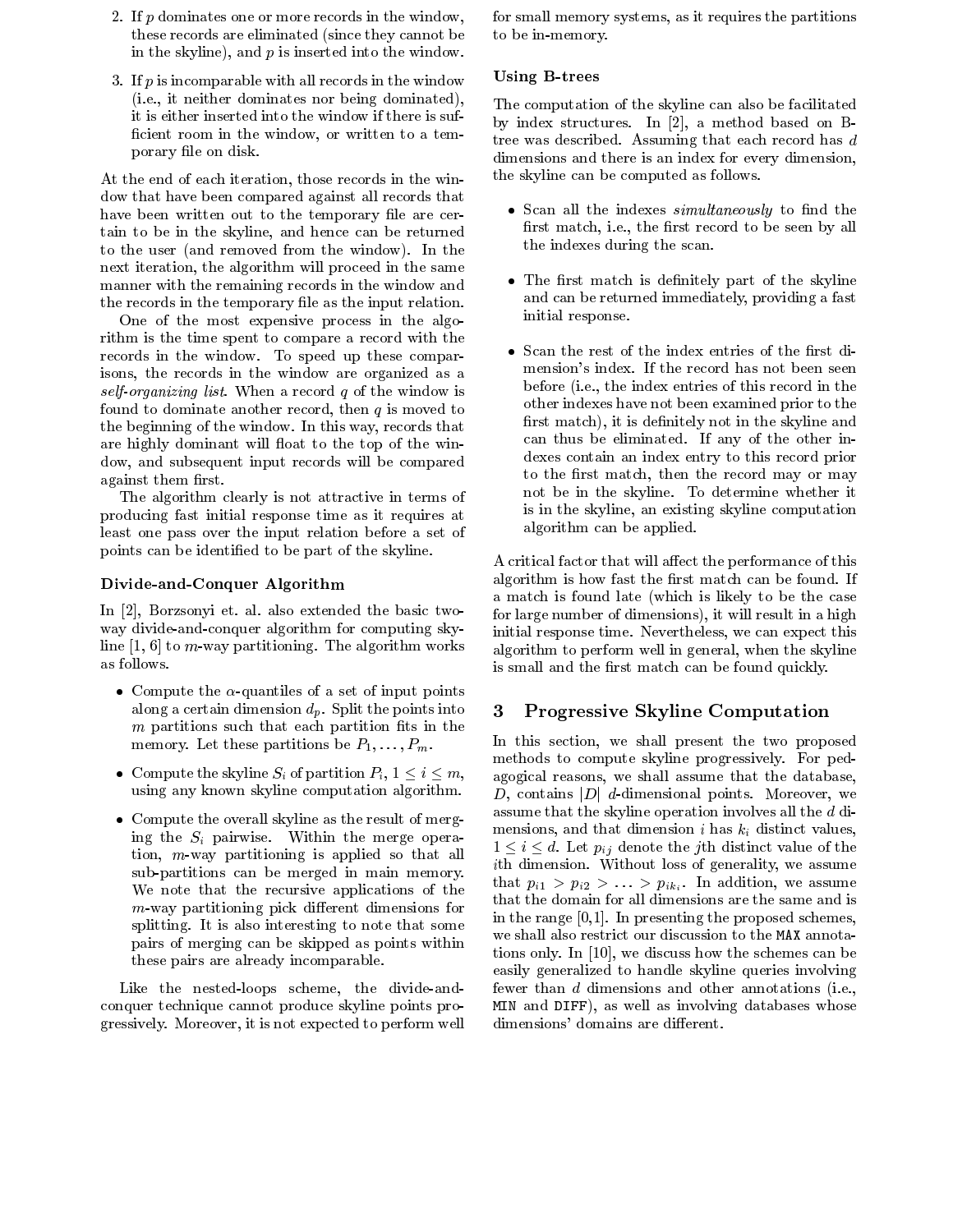2. If $p$ dominates one or more records in the window, these records are eliminated (since they cannot be in the skyline), and $p$ is inserted into the window.

3. If $p$ is incomparable with all records in the window (i.e., it neither dominates nor being dominated), it is either inserted into the window if there is sufficient room in the window, or written to a temporary file on disk.

At the end of each iteration, those records in the window that have been compared against all records that have been written out to the temporary file are certain to be in the skyline, and hence can be returned to the user (and removed from the window). In the next iteration, the algorithm will proceed in the same manner with the remaining records in the window and the records in the temporary file as the input relation.

One of the most expensive process in the algorithm is the time spent to compare a record with the records in the window. To speed up these comparisons, the records in the window are organized as a *self-organizing list*. When a record $q$ of the window is found to dominate another record, then $q$ is moved to the beginning of the window. In this way, records that are highly dominant will float to the top of the window, and subsequent input records will be compared against them first.

The algorithm clearly is not attractive in terms of producing fast initial response time as it requires at least one pass over the input relation before a set of points can be identified to be part of the skyline.

### Divide-and-Conquer Algorithm

In [2], Borzsonyi et. al. also extended the basic two-way divide-and-conquer algorithm for computing skyline [1, 6] to $m$-way partitioning. The algorithm works as follows.

- Compute the $\alpha$-quantiles of a set of input points along a certain dimension $d_p$. Split the points into $m$ partitions such that each partition fits in the memory. Let these partitions be $P_1, \ldots, P_m$.
- Compute the skyline $S_i$ of partition $P_i$, $1 \leq i \leq m$, using any known skyline computation algorithm.
- Compute the overall skyline as the result of merging the $S_i$ pairwise. Within the merge operation, $m$-way partitioning is applied so that all sub-partitions can be merged in main memory. We note that the recursive applications of the $m$-way partitioning pick different dimensions for splitting. It is also interesting to note that some pairs of merging can be skipped as points within these pairs are already incomparable.

Like the nested-loops scheme, the divide-and-conquer technique cannot produce skyline points progressively. Moreover, it is not expected to perform well for small memory systems, as it requires the partitions to be in-memory.

### Using B-trees

The computation of the skyline can also be facilitated by index structures. In [2], a method based on B-tree was described. Assuming that each record has $d$ dimensions and there is an index for every dimension, the skyline can be computed as follows.

- Scan all the indexes *simultaneously* to find the first match, i.e., the first record to be seen by all the indexes during the scan.
- The first match is definitely part of the skyline and can be returned immediately, providing a fast initial response.
- Scan the rest of the index entries of the first dimension's index. If the record has not been seen before (i.e., the index entries of this record in the other indexes have not been examined prior to the first match), it is definitely not in the skyline and can thus be eliminated. If any of the other indexes contain an index entry to this record prior to the first match, then the record may or may not be in the skyline. To determine whether it is in the skyline, an existing skyline computation algorithm can be applied.

A critical factor that will affect the performance of this algorithm is how fast the first match can be found. If a match is found late (which is likely to be the case for large number of dimensions), it will result in a high initial response time. Nevertheless, we can expect this algorithm to perform well in general, when the skyline is small and the first match can be found quickly.

## 3 Progressive Skyline Computation

In this section, we shall present the two proposed methods to compute skyline progressively. For pedagogical reasons, we shall assume that the database, $D$, contains $|D|$ $d$-dimensional points. Moreover, we assume that the skyline operation involves all the $d$ dimensions, and that dimension $i$ has $k_i$ distinct values, $1 \leq i \leq d$. Let $p_{ij}$ denote the $j$th distinct value of the $i$th dimension. Without loss of generality, we assume that $p_{i1} > p_{i2} > \ldots > p_{ik_i}$. In addition, we assume that the domain for all dimensions are the same and is in the range [0,1]. In presenting the proposed schemes, we shall also restrict our discussion to the MAX annotations only. In [10], we discuss how the schemes can be easily generalized to handle skyline queries involving fewer than $d$ dimensions and other annotations (i.e., MIN and DIFF), as well as involving databases whose dimensions' domains are different.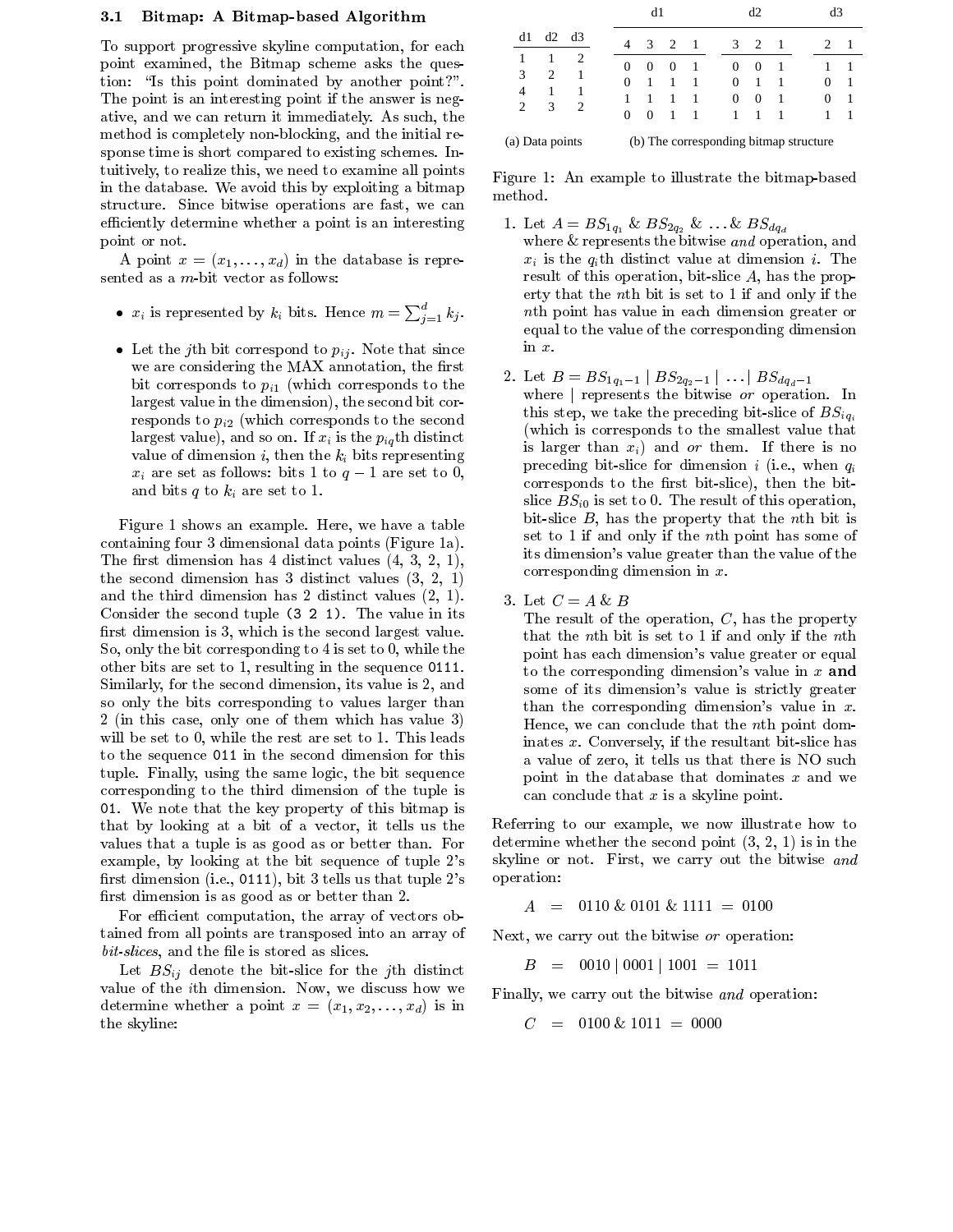### 3.1 Bitmap: A Bitmap-based Algorithm

To support progressive skyline computation, for each point examined, the Bitmap scheme asks the question: "Is this point dominated by another point?". The point is an interesting point if the answer is negative, and we can return it immediately. As such, the method is completely non-blocking, and the initial response time is short compared to existing schemes. Intuitively, to realize this, we need to examine all points in the database. We avoid this by exploiting a bitmap structure. Since bitwise operations are fast, we can efficiently determine whether a point is an interesting point or not.

A point $x = (x_1, \ldots, x_d)$ in the database is represented as a $m$-bit vector as follows:

- $x_i$ is represented by $k_i$ bits. Hence $m = \sum_{j=1}^{d} k_j$.
- Let the $j$th bit correspond to $p_{ij}$. Note that since we are considering the MAX annotation, the first bit corresponds to $p_{i1}$ (which corresponds to the largest value in the dimension), the second bit corresponds to $p_{i2}$ (which corresponds to the second largest value), and so on. If $x_i$ is the $p_{iq}$th distinct value of dimension $i$, then the $k_i$ bits representing $x_i$ are set as follows: bits 1 to $q-1$ are set to 0, and bits $q$ to $k_i$ are set to 1.

Figure 1 shows an example. Here, we have a table containing four 3 dimensional data points (Figure 1a). The first dimension has 4 distinct values (4, 3, 2, 1), the second dimension has 3 distinct values (3, 2, 1) and the third dimension has 2 distinct values (2, 1). Consider the second tuple (3 2 1). The value in its first dimension is 3, which is the second largest value. So, only the bit corresponding to 4 is set to 0, while the other bits are set to 1, resulting in the sequence 0111. Similarly, for the second dimension, its value is 2, and so only the bits corresponding to values larger than 2 (in this case, only one of them which has value 3) will be set to 0, while the rest are set to 1. This leads to the sequence 011 in the second dimension for this tuple. Finally, using the same logic, the bit sequence corresponding to the third dimension of the tuple is 01. We note that the key property of this bitmap is that by looking at a bit of a vector, it tells us the values that a tuple is as good as or better than. For example, by looking at the bit sequence of tuple 2's first dimension (i.e., 0111), bit 3 tells us that tuple 2's first dimension is as good as or better than 2.

For efficient computation, the array of vectors obtained from all points are transposed into an array of *bit-slices*, and the file is stored as slices.

Let $BS_{ij}$ denote the bit-slice for the $j$th distinct value of the $i$th dimension. Now, we discuss how we determine whether a point $x = (x_1, x_2, \ldots, x_d)$ is in the skyline:

| d1 | d2 | d3 |
|---|---|---|
| 1 | 1 | 2 |
| 3 | 2 | 1 |
| 4 | 1 | 1 |
| 2 | 3 | 2 |

(a) Data points

| d1 | | | | d2 | | | d3 | |
|---|---|---|---|---|---|---|---|---|
| 4 | 3 | 2 | 1 | 3 | 2 | 1 | 2 | 1 |
| 0 | 0 | 0 | 1 | 0 | 0 | 1 | 1 | 1 |
| 0 | 1 | 1 | 1 | 0 | 1 | 1 | 0 | 1 |
| 1 | 1 | 1 | 1 | 0 | 0 | 1 | 0 | 1 |
| 0 | 0 | 1 | 1 | 1 | 1 | 1 | 1 | 1 |

(b) The corresponding bitmap structure

Figure 1: An example to illustrate the bitmap-based method.

1. Let $A = BS_{1q_1} \ \& \ BS_{2q_2} \ \& \ \ldots \& \ BS_{dq_d}$ where & represents the bitwise *and* operation, and $x_i$ is the $q_i$th distinct value at dimension $i$. The result of this operation, bit-slice $A$, has the property that the $n$th bit is set to 1 if and only if the $n$th point has value in each dimension greater or equal to the value of the corresponding dimension in $x$.

2. Let $B = BS_{1q_1-1} \mid BS_{2q_2-1} \mid \ldots \mid BS_{dq_d-1}$ where | represents the bitwise *or* operation. In this step, we take the preceding bit-slice of $BS_{iq_i}$ (which is corresponds to the smallest value that is larger than $x_i$) and *or* them. If there is no preceding bit-slice for dimension $i$ (i.e., when $q_i$ corresponds to the first bit-slice), then the bit-slice $BS_{i0}$ is set to 0. The result of this operation, bit-slice $B$, has the property that the $n$th bit is set to 1 if and only if the $n$th point has some of its dimension's value greater than the value of the corresponding dimension in $x$.

3. Let $C = A \ \& \ B$
   The result of the operation, $C$, has the property that the $n$th bit is set to 1 if and only if the $n$th point has each dimension's value greater or equal to the corresponding dimension's value in $x$ **and** some of its dimension's value is strictly greater than the corresponding dimension's value in $x$. Hence, we can conclude that the $n$th point dominates $x$. Conversely, if the resultant bit-slice has a value of zero, it tells us that there is NO such point in the database that dominates $x$ and we can conclude that $x$ is a skyline point.

Referring to our example, we now illustrate how to determine whether the second point (3, 2, 1) is in the skyline or not. First, we carry out the bitwise *and* operation:

$$A = 0110 \ \& \ 0101 \ \& \ 1111 = 0100$$

Next, we carry out the bitwise *or* operation:

$$B = 0010 \mid 0001 \mid 1001 = 1011$$

Finally, we carry out the bitwise *and* operation:

$$C = 0100 \ \& \ 1011 = 0000$$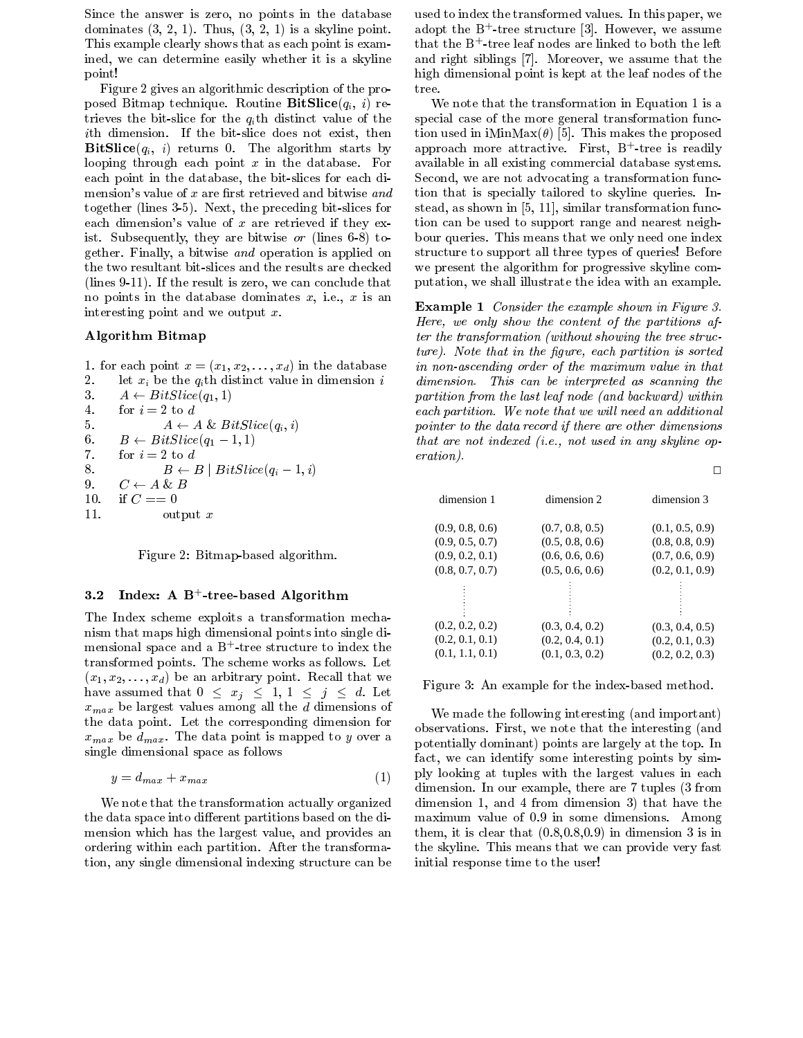Since the answer is zero, no points in the database dominates (3, 2, 1). Thus, (3, 2, 1) is a skyline point. This example clearly shows that as each point is examined, we can determine easily whether it is a skyline point!

Figure 2 gives an algorithmic description of the proposed Bitmap technique. Routine **BitSlice**($q_i$, $i$) retrieves the bit-slice for the $q_i$th distinct value of the $i$th dimension. If the bit-slice does not exist, then **BitSlice**($q_i$, $i$) returns 0. The algorithm starts by looping through each point $x$ in the database. For each point in the database, the bit-slices for each dimension's value of $x$ are first retrieved and bitwise *and* together (lines 3-5). Next, the preceding bit-slices for each dimension's value of $x$ are retrieved if they exist. Subsequently, they are bitwise *or* (lines 6-8) together. Finally, a bitwise *and* operation is applied on the two resultant bit-slices and the results are checked (lines 9-11). If the result is zero, we can conclude that no points in the database dominates $x$, i.e., $x$ is an interesting point and we output $x$.

**Algorithm Bitmap**

1. for each point $x = (x_1, x_2, \ldots, x_d)$ in the database
2. let $x_i$ be the $q_i$th distinct value in dimension $i$
3. $A \leftarrow BitSlice(q_1, 1)$
4. for $i = 2$ to $d$
5. $A \leftarrow A \;\&\; BitSlice(q_i, i)$
6. $B \leftarrow BitSlice(q_1 - 1, 1)$
7. for $i = 2$ to $d$
8. $B \leftarrow B \mid BitSlice(q_i - 1, i)$
9. $C \leftarrow A \;\&\; B$
10. if $C == 0$
11. output $x$

Figure 2: Bitmap-based algorithm.

### 3.2 Index: A B$^+$-tree-based Algorithm

The Index scheme exploits a transformation mechanism that maps high dimensional points into single dimensional space and a B$^+$-tree structure to index the transformed points. The scheme works as follows. Let $(x_1, x_2, \ldots, x_d)$ be an arbitrary point. Recall that we have assumed that $0 \leq x_j \leq 1$, $1 \leq j \leq d$. Let $x_{max}$ be largest values among all the $d$ dimensions for the data point. Let the corresponding dimension for $x_{max}$ be $d_{max}$. The data point is mapped to $y$ over a single dimensional space as follows

$$y = d_{max} + x_{max} \qquad (1)$$

We note that the transformation actually organized the data space into different partitions based on the dimension which has the largest value, and provides an ordering within each partition. After the transformation, any single dimensional indexing structure can be used to index the transformed values. In this paper, we adopt the B$^+$-tree structure [3]. However, we assume that the B$^+$-tree leaf nodes are linked to both the left and right siblings [7]. Moreover, we assume that the high dimensional point is kept at the leaf nodes of the tree.

We note that the transformation in Equation 1 is a special case of the more general transformation function used in iMinMax($\theta$) [5]. This makes the proposed approach more attractive. First, B$^+$-tree is readily available in all existing commercial database systems. Second, we are not advocating a transformation function that is specially tailored to skyline queries. Instead, as shown in [5, 11], similar transformation function can be used to support range and nearest neighbour queries. This means that we only need one index structure to support all three types of queries! Before we present the algorithm for progressive skyline computation, we shall illustrate the idea with an example.

**Example 1** *Consider the example shown in Figure 3. Here, we only show the content of the partitions after the transformation (without showing the tree structure). Note that in the figure, each partition is sorted in non-ascending order of the maximum value in that dimension. This can be interpreted as scanning the partition from the last leaf node (and backward) within each partition. We note that we will need an additional pointer to the data record if there are other dimensions that are not indexed (i.e., not used in any skyline operation).*

□

| dimension 1 | dimension 2 | dimension 3 |
|---|---|---|
| (0.9, 0.8, 0.6) | (0.7, 0.8, 0.5) | (0.1, 0.5, 0.9) |
| (0.9, 0.5, 0.7) | (0.5, 0.8, 0.6) | (0.8, 0.8, 0.9) |
| (0.9, 0.2, 0.1) | (0.6, 0.6, 0.6) | (0.7, 0.6, 0.9) |
| (0.8, 0.7, 0.7) | (0.5, 0.6, 0.6) | (0.2, 0.1, 0.9) |
| ⋮ | ⋮ | ⋮ |
| (0.2, 0.2, 0.2) | (0.3, 0.4, 0.2) | (0.3, 0.4, 0.5) |
| (0.2, 0.1, 0.1) | (0.2, 0.4, 0.1) | (0.2, 0.1, 0.3) |
| (0.1, 1.1, 0.1) | (0.1, 0.3, 0.2) | (0.2, 0.2, 0.3) |

Figure 3: An example for the index-based method.

We made the following interesting (and important) observations. First, we note that the interesting (and potentially dominant) points are largely at the top. In fact, we can identify some interesting points by simply looking at tuples with the largest values in each dimension. In our example, there are 7 tuples (3 from dimension 1, and 4 from dimension 3) that have the maximum value of 0.9 in some dimensions. Among them, it is clear that (0.8,0.8,0.9) in dimension 3 is in the skyline. This means that we can provide very fast initial response time to the user!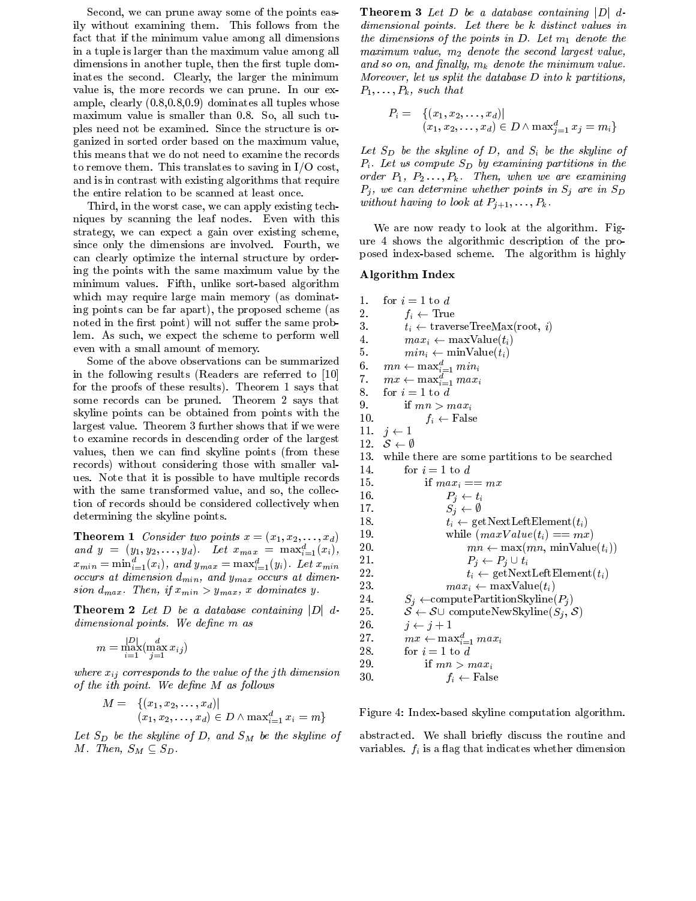Second, we can prune away some of the points easily without examining them. This follows from the fact that if the minimum value among all dimensions in a tuple is larger than the maximum value among all dimensions in another tuple, then the first tuple dominates the second. Clearly, the larger the minimum value is, the more records we can prune. In our example, clearly (0.8,0.8,0.9) dominates all tuples whose maximum value is smaller than 0.8. So, all such tuples need not be examined. Since the structure is organized in sorted order based on the maximum value, this means that we do not need to examine the records to remove them. This translates to saving in I/O cost, and is in contrast with existing algorithms that require the entire relation to be scanned at least once.

Third, in the worst case, we can apply existing techniques by scanning the leaf nodes. Even with this strategy, we can expect a gain over existing scheme, since only the dimensions are involved. Fourth, we can clearly optimize the internal structure by ordering the points with the same maximum value by the minimum values. Fifth, unlike sort-based algorithm which may require large main memory (as dominating points can be far apart), the proposed scheme (as noted in the first point) will not suffer the same problem. As such, we expect the scheme to perform well even with a small amount of memory.

Some of the above observations can be summarized in the following results (Readers are referred to [10] for the proofs of these results). Theorem 1 says that some records can be pruned. Theorem 2 says that skyline points can be obtained from points with the largest value. Theorem 3 further shows that if we were to examine records in descending order of the largest values, then we can find skyline points (from these records) without considering those with smaller values. Note that it is possible to have multiple records with the same transformed value, and so, the collection of records should be considered collectively when determining the skyline points.

**Theorem 1** *Consider two points $x = (x_1, x_2, \ldots, x_d)$ and $y = (y_1, y_2, \ldots, y_d)$. Let $x_{max} = \max_{i=1}^{d}(x_i)$, $x_{min} = \min_{i=1}^{d}(x_i)$, and $y_{max} = \max_{i=1}^{d}(y_i)$. Let $x_{min}$ occurs at dimension $d_{min}$, and $y_{max}$ occurs at dimension $d_{max}$. Then, if $x_{min} > y_{max}$, $x$ dominates $y$.*

**Theorem 2** *Let $D$ be a database containing $|D|$ $d$-dimensional points. We define $m$ as*

$$m = \max_{i=1}^{|D|}(\max_{j=1}^{d} x_{ij})$$

*where $x_{ij}$ corresponds to the value of the $j$th dimension of the $i$th point. We define $M$ as follows*

$$M = \{(x_1, x_2, \ldots, x_d) | (x_1, x_2, \ldots, x_d) \in D \wedge \max_{i=1}^{d} x_i = m\}$$

*Let $S_D$ be the skyline of $D$, and $S_M$ be the skyline of $M$. Then, $S_M \subseteq S_D$.*

**Theorem 3** *Let $D$ be a database containing $|D|$ $d$-dimensional points. Let there be $k$ distinct values in the dimensions of the points in $D$. Let $m_1$ denote the maximum value, $m_2$ denote the second largest value, and so on, and finally, $m_k$ denote the minimum value. Moreover, let us split the database $D$ into $k$ partitions, $P_1, \ldots, P_k$, such that*

$$P_i = \{(x_1, x_2, \ldots, x_d) | (x_1, x_2, \ldots, x_d) \in D \wedge \max_{j=1}^{d} x_j = m_i\}$$

*Let $S_D$ be the skyline of $D$, and $S_i$ be the skyline of $P_i$. Let us compute $S_D$ by examining partitions in the order $P_1, P_2 \ldots, P_k$. Then, when we are examining $P_j$, we can determine whether points in $S_j$ are in $S_D$ without having to look at $P_{j+1}, \ldots, P_k$.*

We are now ready to look at the algorithm. Figure 4 shows the algorithmic description of the proposed index-based scheme. The algorithm is highly abstracted. We shall briefly discuss the routine and variables. $f_i$ is a flag that indicates whether dimension

**Algorithm Index**

```
1.   for i = 1 to d
2.       f_i ← True
3.       t_i ← traverseTreeMax(root, i)
4.       max_i ← maxValue(t_i)
5.       min_i ← minValue(t_i)
6.   mn ← max_{i=1}^{d} min_i
7.   mx ← max_{i=1}^{d} max_i
8.   for i = 1 to d
9.       if mn > max_i
10.          f_i ← False
11.  j ← 1
12.  S ← ∅
13.  while there are some partitions to be searched
14.      for i = 1 to d
15.          if max_i == mx
16.              P_j ← t_i
17.              S_j ← ∅
18.              t_i ← getNextLeftElement(t_i)
19.              while (maxValue(t_i) == mx)
20.                  mn ← max(mn, minValue(t_i))
21.                  P_j ← P_j ∪ t_i
22.                  t_i ← getNextLeftElement(t_i)
23.              max_i ← maxValue(t_i)
24.      S_j ← computePartitionSkyline(P_j)
25.      S ← S ∪ computeNewSkyline(S_j, S)
26.      j ← j + 1
27.      mx ← max_{i=1}^{d} max_i
28.      for i = 1 to d
29.          if mn > max_i
30.              f_i ← False
```

Figure 4: Index-based skyline computation algorithm.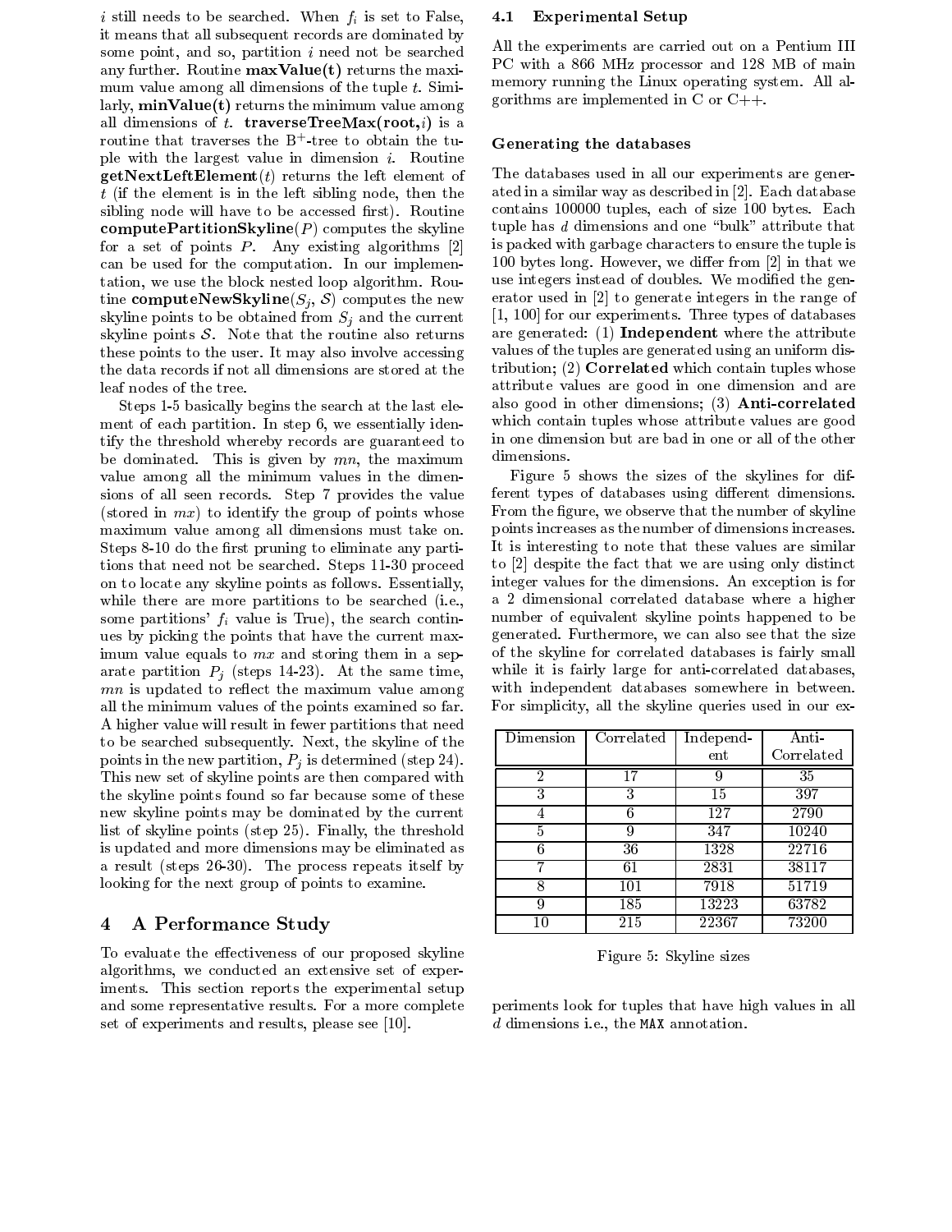$i$ still needs to be searched. When $f_i$ is set to False, it means that all subsequent records are dominated by some point, and so, partition $i$ need not be searched any further. Routine **maxValue(t)** returns the maximum value among all dimensions of the tuple $t$. Similarly, **minValue(t)** returns the minimum value among all dimensions of $t$. **traverseTreeMax(root,$i$)** is a routine that traverses the $B^+$-tree to obtain the tuple with the largest value in dimension $i$. Routine **getNextLeftElement**($t$) returns the left element of $t$ (if the element is in the left sibling node, then the sibling node will have to be accessed first). Routine **computePartitionSkyline**($P$) computes the skyline for a set of points $P$. Any existing algorithms [2] can be used for the computation. In our implementation, we use the block nested loop algorithm. Routine **computeNewSkyline**($S_j$, $\mathcal{S}$) computes the new skyline points to be obtained from $S_j$ and the current skyline points $\mathcal{S}$. Note that the routine also returns these points to the user. It may also involve accessing the data records if not all dimensions are stored at the leaf nodes of the tree.

Steps 1-5 basically begins the search at the last element of each partition. In step 6, we essentially identify the threshold whereby records are guaranteed to be dominated. This is given by $mn$, the maximum value among all the minimum values in the dimensions of all seen records. Step 7 provides the value (stored in $mx$) to identify the group of points whose maximum value among all dimensions must take on. Steps 8-10 do the first pruning to eliminate any partitions that need not be searched. Steps 11-30 proceed on to locate any skyline points as follows. Essentially, while there are more partitions to be searched (i.e., some partitions' $f_i$ value is True), the search continues by picking the points that have the current maximum value equals to $mx$ and storing them in a separate partition $P_j$ (steps 14-23). At the same time, $mn$ is updated to reflect the maximum value among all the minimum values of the points examined so far. A higher value will result in fewer partitions that need to be searched subsequently. Next, the skyline of the points in the new partition, $P_j$ is determined (step 24). This new set of skyline points are then compared with the skyline points found so far because some of these new skyline points may be dominated by the current list of skyline points (step 25). Finally, the threshold is updated and more dimensions may be eliminated as a result (steps 26-30). The process repeats itself by looking for the next group of points to examine.

# 4 A Performance Study

To evaluate the effectiveness of our proposed skyline algorithms, we conducted an extensive set of experiments. This section reports the experimental setup and some representative results. For a more complete set of experiments and results, please see [10].

## 4.1 Experimental Setup

All the experiments are carried out on a Pentium III PC with a 866 MHz processor and 128 MB of main memory running the Linux operating system. All algorithms are implemented in C or C++.

### Generating the databases

The databases used in all our experiments are generated in a similar way as described in [2]. Each database contains 100000 tuples, each of size 100 bytes. Each tuple has $d$ dimensions and one "bulk" attribute that is packed with garbage characters to ensure the tuple is 100 bytes long. However, we differ from [2] in that we use integers instead of doubles. We modified the generator used in [2] to generate integers in the range of [1, 100] for our experiments. Three types of databases are generated: (1) **Independent** where the attribute values of the tuples are generated using an uniform distribution; (2) **Correlated** which contain tuples whose attribute values are good in one dimension and are also good in other dimensions; (3) **Anti-correlated** which contain tuples whose attribute values are good in one dimension but are bad in one or all of the other dimensions.

Figure 5 shows the sizes of the skylines for different types of databases using different dimensions. From the figure, we observe that the number of skyline points increases as the number of dimensions increases. It is interesting to note that these values are similar to [2] despite the fact that we are using only distinct integer values for the dimensions. An exception is for a 2 dimensional correlated database where a higher number of equivalent skyline points happened to be generated. Furthermore, we can also see that the size of the skyline for correlated databases is fairly small while it is fairly large for anti-correlated databases, with independent databases somewhere in between. For simplicity, all the skyline queries used in our experiments look for tuples that have high values in all $d$ dimensions i.e., the `MAX` annotation.

| Dimension | Correlated | Independent | Anti-Correlated |
|---|---|---|---|
| 2 | 17 | 9 | 35 |
| 3 | 3 | 15 | 397 |
| 4 | 6 | 127 | 2790 |
| 5 | 9 | 347 | 10240 |
| 6 | 36 | 1328 | 22716 |
| 7 | 61 | 2831 | 38117 |
| 8 | 101 | 7918 | 51719 |
| 9 | 185 | 13223 | 63782 |
| 10 | 215 | 22367 | 73200 |

Figure 5: Skyline sizes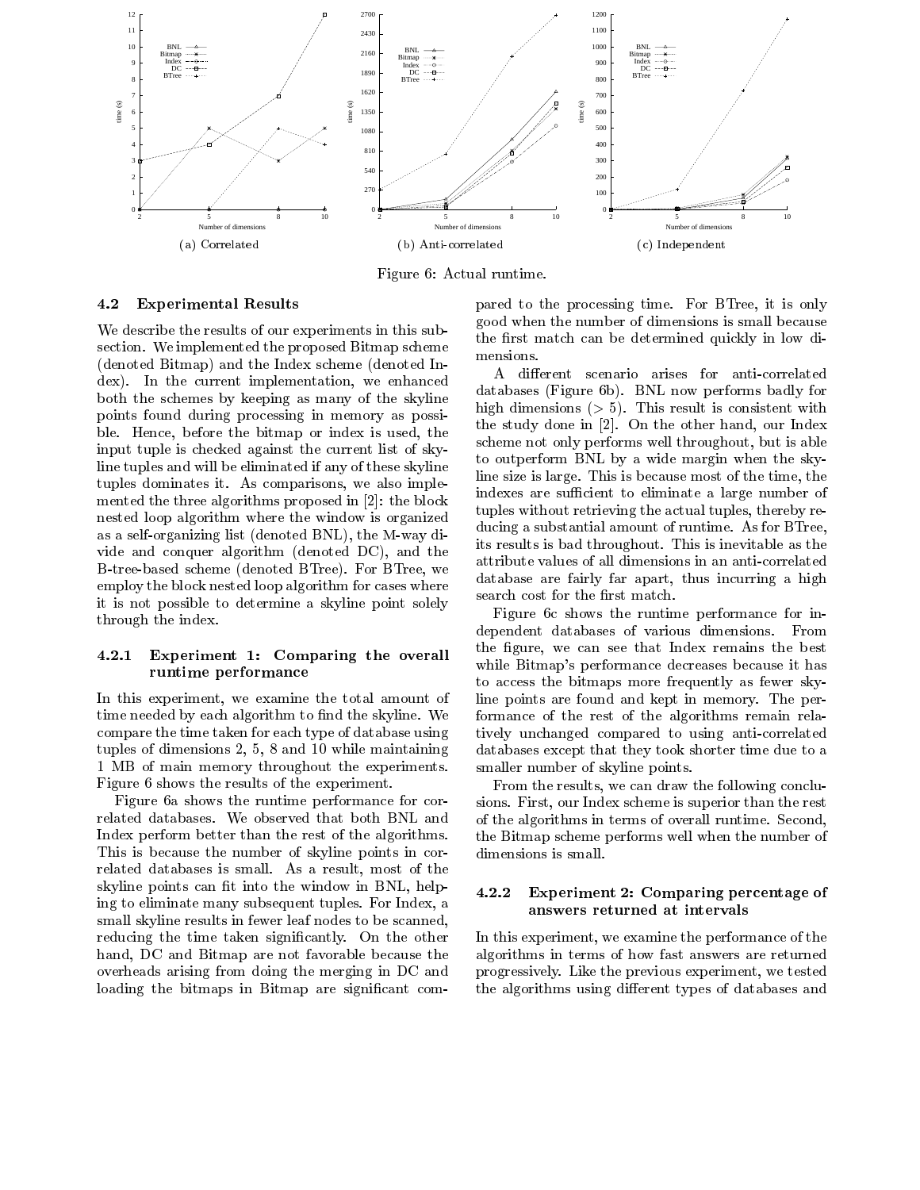(a) Correlated

(b) Anti-correlated

(c) Independent

Figure 6: Actual runtime.

### 4.2 Experimental Results

We describe the results of our experiments in this subsection. We implemented the proposed Bitmap scheme (denoted Bitmap) and the Index scheme (denoted Index). In the current implementation, we enhanced both the schemes by keeping as many of the skyline points found during processing in memory as possible. Hence, before the bitmap or index is used, the input tuple is checked against the current list of skyline tuples and will be eliminated if any of these skyline tuples dominates it. As comparisons, we also implemented the three algorithms proposed in [2]: the block nested loop algorithm where the window is organized as a self-organizing list (denoted BNL), the M-way divide and conquer algorithm (denoted DC), and the B-tree-based scheme (denoted BTree). For BTree, we employ the block nested loop algorithm for cases where it is not possible to determine a skyline point solely through the index.

#### 4.2.1 Experiment 1: Comparing the overall runtime performance

In this experiment, we examine the total amount of time needed by each algorithm to find the skyline. We compare the time taken for each type of database using tuples of dimensions 2, 5, 8 and 10 while maintaining 1 MB of main memory throughout the experiments. Figure 6 shows the results of the experiment.

Figure 6a shows the runtime performance for correlated databases. We observed that both BNL and Index perform better than the rest of the algorithms. This is because the number of skyline points in correlated databases is small. As a result, most of the skyline points can fit into the window in BNL, helping to eliminate many subsequent tuples. For Index, a small skyline results in fewer leaf nodes to be scanned, reducing the time taken significantly. On the other hand, DC and Bitmap are not favorable because the overheads arising from doing the merging in DC and loading the bitmaps in Bitmap are significant compared to the processing time. For BTree, it is only good when the number of dimensions is small because the first match can be determined quickly in low dimensions.

A different scenario arises for anti-correlated databases (Figure 6b). BNL now performs badly for high dimensions ($> 5$). This result is consistent with the study done in [2]. On the other hand, our Index scheme not only performs well throughout, but is able to outperform BNL by a wide margin when the skyline size is large. This is because most of the time, the indexes are sufficient to eliminate a large number of tuples without retrieving the actual tuples, thereby reducing a substantial amount of runtime. As for BTree, its results is bad throughout. This is inevitable as the attribute values of all dimensions in an anti-correlated database are fairly far apart, thus incurring a high search cost for the first match.

Figure 6c shows the runtime performance for independent databases of various dimensions. From the figure, we can see that Index remains the best while Bitmap's performance decreases because it has to access the bitmaps more frequently as fewer skyline points are found and kept in memory. The performance of the rest of the algorithms remain relatively unchanged compared to using anti-correlated databases except that they took shorter time due to a smaller number of skyline points.

From the results, we can draw the following conclusions. First, our Index scheme is superior than the rest of the algorithms in terms of overall runtime. Second, the Bitmap scheme performs well when the number of dimensions is small.

#### 4.2.2 Experiment 2: Comparing percentage of answers returned at intervals

In this experiment, we examine the performance of the algorithms in terms of how fast answers are returned progressively. Like the previous experiment, we tested the algorithms using different types of databases and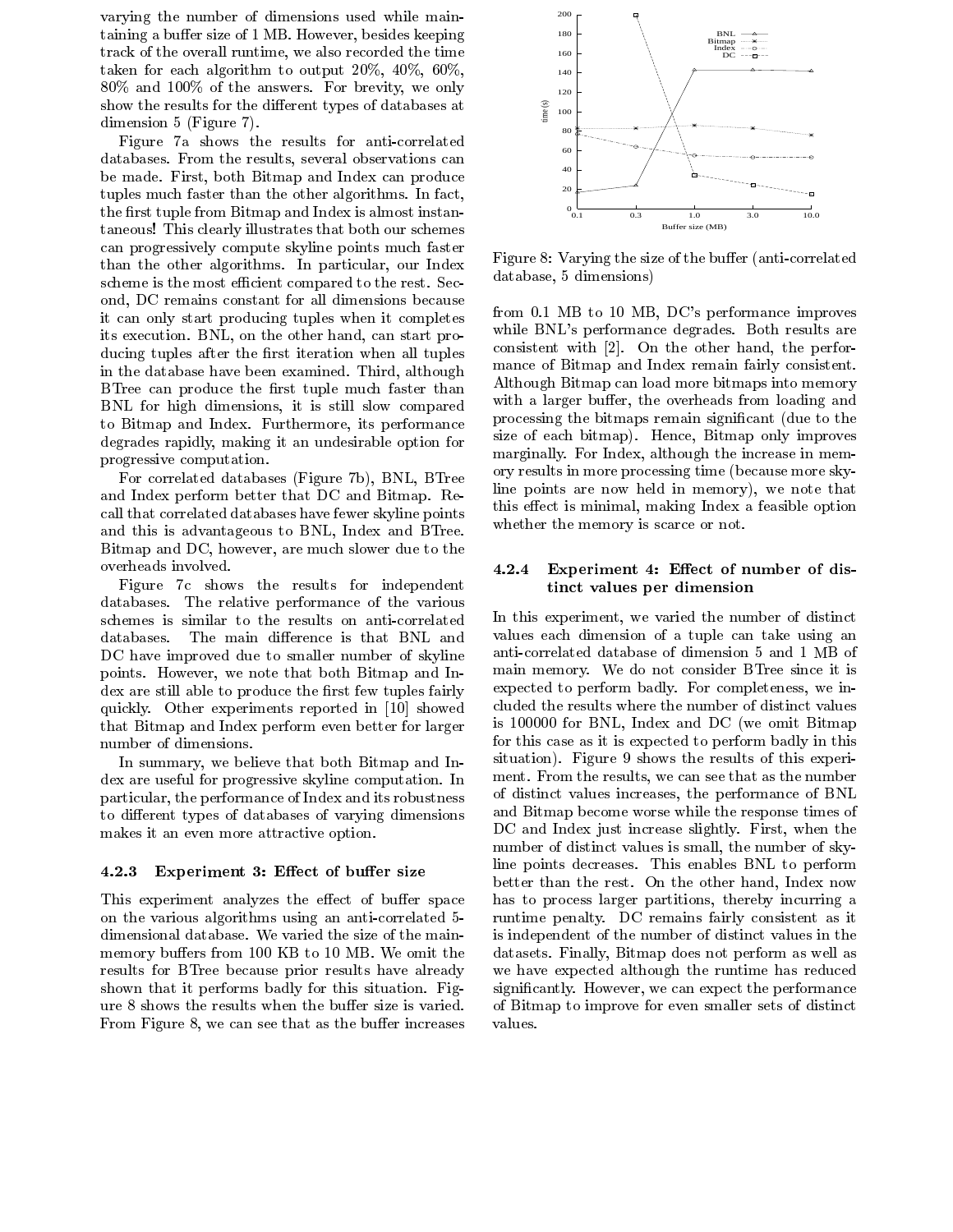varying the number of dimensions used while maintaining a buffer size of 1 MB. However, besides keeping track of the overall runtime, we also recorded the time taken for each algorithm to output 20%, 40%, 60%, 80% and 100% of the answers. For brevity, we only show the results for the different types of databases at dimension 5 (Figure 7).

Figure 7a shows the results for anti-correlated databases. From the results, several observations can be made. First, both Bitmap and Index can produce tuples much faster than the other algorithms. In fact, the first tuple from Bitmap and Index is almost instantaneous! This clearly illustrates that both our schemes can progressively compute skyline points much faster than the other algorithms. In particular, our Index scheme is the most efficient compared to the rest. Second, DC remains constant for all dimensions because it can only start producing tuples when it completes its execution. BNL, on the other hand, can start producing tuples after the first iteration when all tuples in the database have been examined. Third, although BTree can produce the first tuple much faster than BNL for high dimensions, it is still slow compared to Bitmap and Index. Furthermore, its performance degrades rapidly, making it an undesirable option for progressive computation.

For correlated databases (Figure 7b), BNL, BTree and Index perform better that DC and Bitmap. Recall that correlated databases have fewer skyline points and this is advantageous to BNL, Index and BTree. Bitmap and DC, however, are much slower due to the overheads involved.

Figure 7c shows the results for independent databases. The relative performance of the various schemes is similar to the results on anti-correlated databases. The main difference is that BNL and DC have improved due to smaller number of skyline points. However, we note that both Bitmap and Index are still able to produce the first few tuples fairly quickly. Other experiments reported in [10] showed that Bitmap and Index perform even better for larger number of dimensions.

In summary, we believe that both Bitmap and Index are useful for progressive skyline computation. In particular, the performance of Index and its robustness to different types of databases of varying dimensions makes it an even more attractive option.

### 4.2.3 Experiment 3: Effect of buffer size

This experiment analyzes the effect of buffer space on the various algorithms using an anti-correlated 5-dimensional database. We varied the size of the main-memory buffers from 100 KB to 10 MB. We omit the results for BTree because prior results have already shown that it performs badly for this situation. Figure 8 shows the results when the buffer size is varied. From Figure 8, we can see that as the buffer increases from 0.1 MB to 10 MB, DC's performance improves while BNL's performance degrades. Both results are consistent with [2]. On the other hand, the performance of Bitmap and Index remain fairly consistent. Although Bitmap can load more bitmaps into memory with a larger buffer, the overheads from loading and processing the bitmaps remain significant (due to the size of each bitmap). Hence, Bitmap only improves marginally. For Index, although the increase in memory results in more processing time (because more skyline points are now held in memory), we note that this effect is minimal, making Index a feasible option whether the memory is scarce or not.

Figure 8: Varying the size of the buffer (anti-correlated database, 5 dimensions)

### 4.2.4 Experiment 4: Effect of number of distinct values per dimension

In this experiment, we varied the number of distinct values each dimension of a tuple can take using an anti-correlated database of dimension 5 and 1 MB of main memory. We do not consider BTree since it is expected to perform badly. For completeness, we included the results where the number of distinct values is 100000 for BNL, Index and DC (we omit Bitmap for this case as it is expected to perform badly in this situation). Figure 9 shows the results of this experiment. From the results, we can see that as the number of distinct values increases, the performance of BNL and Bitmap become worse while the response times of DC and Index just increase slightly. First, when the number of distinct values is small, the number of skyline points decreases. This enables BNL to perform better than the rest. On the other hand, Index now has to process larger partitions, thereby incurring a runtime penalty. DC remains fairly consistent as it is independent of the number of distinct values in the datasets. Finally, Bitmap does not perform as well as we have expected although the runtime has reduced significantly. However, we can expect the performance of Bitmap to improve for even smaller sets of distinct values.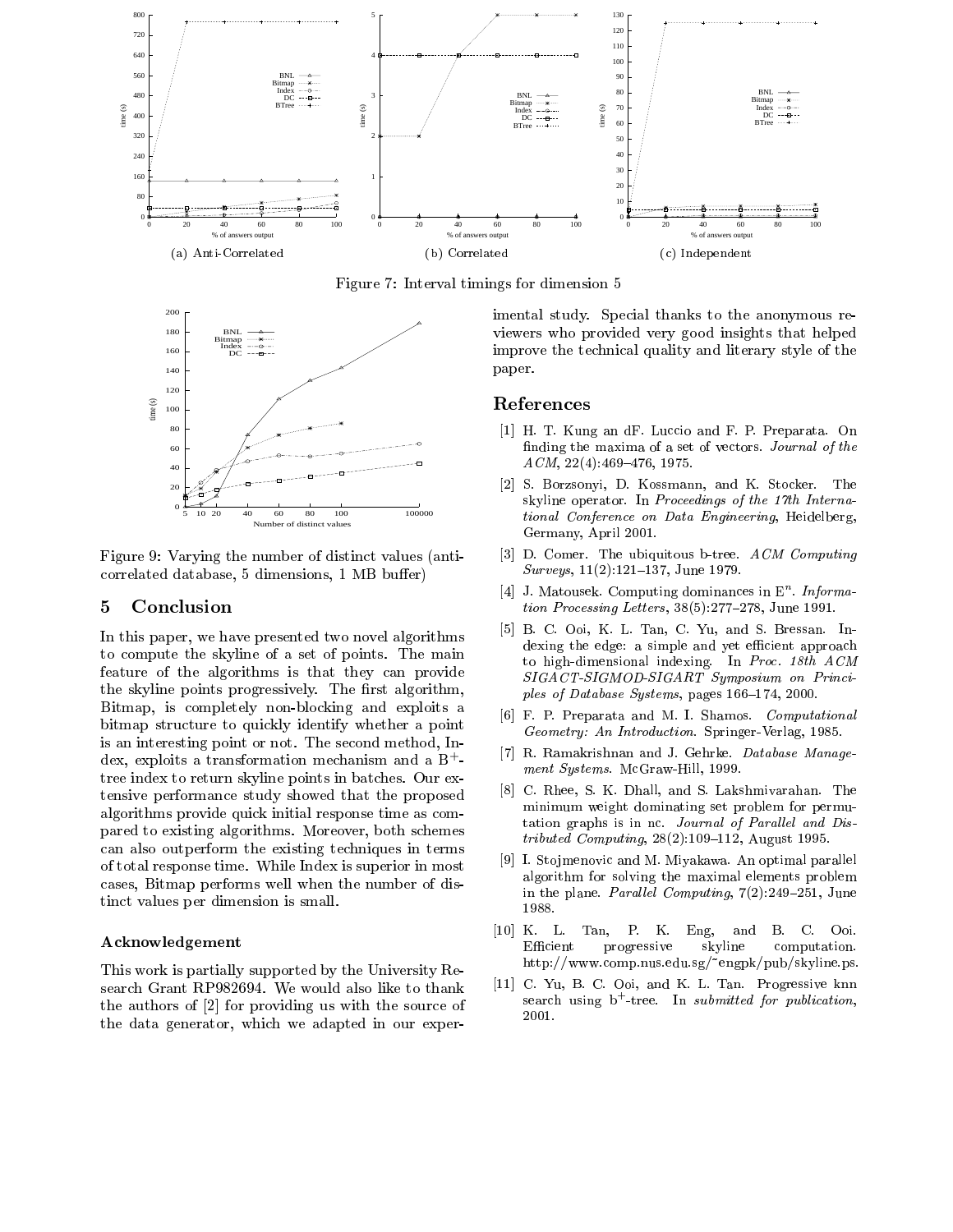800
720
640
560
480
400
320
240
160
80
0

time (s)

BNL
Bitmap
Index
DC
BTree

0 20 40 60 80 100

% of answers output

(a) Anti-Correlated

5
4
3
2
1
0

time (s)

BNL
Bitmap
Index
DC
BTree

0 20 40 60 80 100

% of answers output

(b) Correlated

130
120
110
100
90
80
70
60
50
40
30
20
10
0

time (s)

BNL
Bitmap
Index
DC
BTree

0 20 40 60 80 100

% of answers output

(c) Independent

Figure 7: Interval timings for dimension 5

200
180
160
140
120
100
80
60
40
20
0

time (s)

BNL
Bitmap
Index
DC

5 10 20 40 60 80 100 100000

Number of distinct values

Figure 9: Varying the number of distinct values (anti-correlated database, 5 dimensions, 1 MB buffer)

## 5 Conclusion

In this paper, we have presented two novel algorithms to compute the skyline of a set of points. The main feature of the algorithms is that they can provide the skyline points progressively. The first algorithm, Bitmap, is completely non-blocking and exploits a bitmap structure to quickly identify whether a point is an interesting point or not. The second method, Index, exploits a transformation mechanism and a $B^+$-tree index to return skyline points in batches. Our extensive performance study showed that the proposed algorithms provide quick initial response time as compared to existing algorithms. Moreover, both schemes can also outperform the existing techniques in terms of total response time. While Index is superior in most cases, Bitmap performs well when the number of distinct values per dimension is small.

### Acknowledgement

This work is partially supported by the University Research Grant RP982694. We would also like to thank the authors of [2] for providing us with the source of the data generator, which we adapted in our experimental study. Special thanks to the anonymous reviewers who provided very good insights that helped improve the technical quality and literary style of the paper.

## References

[1] H. T. Kung an dF. Luccio and F. P. Preparata. On finding the maxima of a set of vectors. *Journal of the ACM*, 22(4):469–476, 1975.

[2] S. Borzsonyi, D. Kossmann, and K. Stocker. The skyline operator. In *Proceedings of the 17th International Conference on Data Engineering*, Heidelberg, Germany, April 2001.

[3] D. Comer. The ubiquitous b-tree. *ACM Computing Surveys*, 11(2):121–137, June 1979.

[4] J. Matousek. Computing dominances in $E^n$. *Information Processing Letters*, 38(5):277–278, June 1991.

[5] B. C. Ooi, K. L. Tan, C. Yu, and S. Bressan. Indexing the edge: a simple and yet efficient approach to high-dimensional indexing. In *Proc. 18th ACM SIGACT-SIGMOD-SIGART Symposium on Principles of Database Systems*, pages 166–174, 2000.

[6] F. P. Preparata and M. I. Shamos. *Computational Geometry: An Introduction*. Springer-Verlag, 1985.

[7] R. Ramakrishnan and J. Gehrke. *Database Management Systems*. McGraw-Hill, 1999.

[8] C. Rhee, S. K. Dhall, and S. Lakshmivarahan. The minimum weight dominating set problem for permutation graphs is in nc. *Journal of Parallel and Distributed Computing*, 28(2):109–112, August 1995.

[9] I. Stojmenovic and M. Miyakawa. An optimal parallel algorithm for solving the maximal elements problem in the plane. *Parallel Computing*, 7(2):249–251, June 1988.

[10] K. L. Tan, P. K. Eng, and B. C. Ooi. Efficient progressive skyline computation. http://www.comp.nus.edu.sg/~engpk/pub/skyline.ps.

[11] C. Yu, B. C. Ooi, and K. L. Tan. Progressive knn search using $b^+$-tree. In *submitted for publication*, 2001.